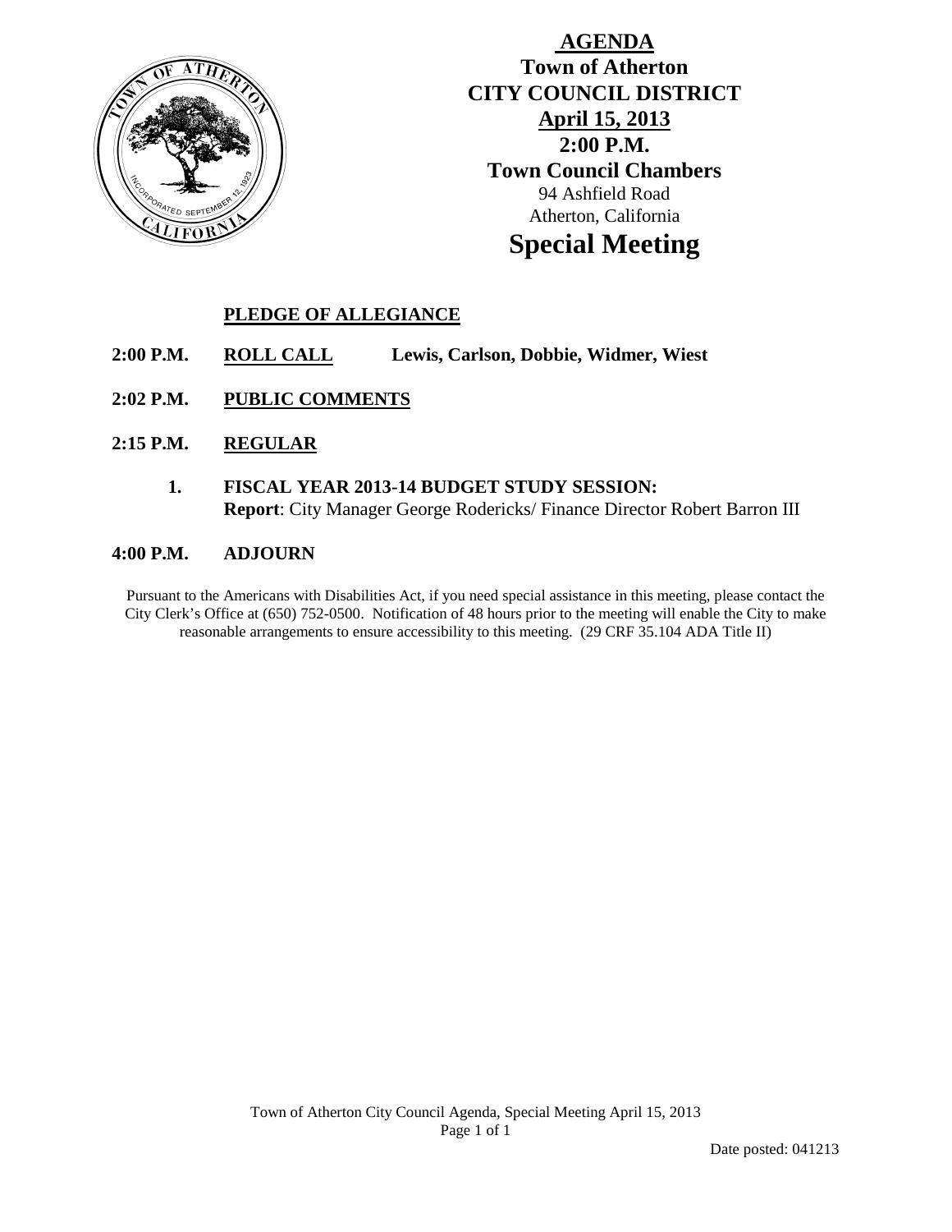# AGENDA

## Town of Atherton
## CITY COUNCIL DISTRICT
## April 15, 2013
## 2:00 P.M.
## Town Council Chambers

94 Ashfield Road
Atherton, California

# Special Meeting

**PLEDGE OF ALLEGIANCE**

**2:00 P.M. ROLL CALL Lewis, Carlson, Dobbie, Widmer, Wiest**

**2:02 P.M. PUBLIC COMMENTS**

**2:15 P.M. REGULAR**

1. **FISCAL YEAR 2013-14 BUDGET STUDY SESSION:**
   **Report**: City Manager George Rodericks/ Finance Director Robert Barron III

**4:00 P.M. ADJOURN**

Pursuant to the Americans with Disabilities Act, if you need special assistance in this meeting, please contact the City Clerk's Office at (650) 752-0500. Notification of 48 hours prior to the meeting will enable the City to make reasonable arrangements to ensure accessibility to this meeting. (29 CRF 35.104 ADA Title II)

Date posted: 041213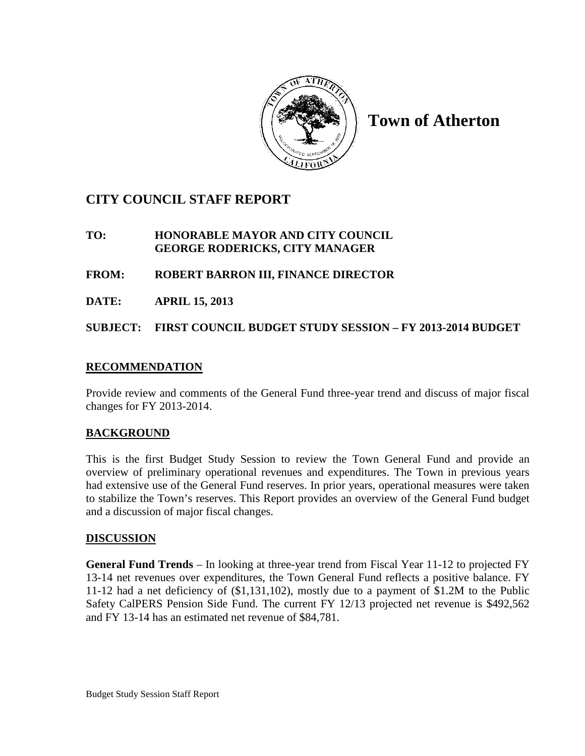**Town of Atherton**

## CITY COUNCIL STAFF REPORT

**TO:** **HONORABLE MAYOR AND CITY COUNCIL**
**GEORGE RODERICKS, CITY MANAGER**

**FROM:** **ROBERT BARRON III, FINANCE DIRECTOR**

**DATE:** **APRIL 15, 2013**

**SUBJECT:** **FIRST COUNCIL BUDGET STUDY SESSION – FY 2013-2014 BUDGET**

### RECOMMENDATION

Provide review and comments of the General Fund three-year trend and discuss of major fiscal changes for FY 2013-2014.

### BACKGROUND

This is the first Budget Study Session to review the Town General Fund and provide an overview of preliminary operational revenues and expenditures. The Town in previous years had extensive use of the General Fund reserves. In prior years, operational measures were taken to stabilize the Town's reserves. This Report provides an overview of the General Fund budget and a discussion of major fiscal changes.

### DISCUSSION

**General Fund Trends** – In looking at three-year trend from Fiscal Year 11-12 to projected FY 13-14 net revenues over expenditures, the Town General Fund reflects a positive balance. FY 11-12 had a net deficiency of ($1,131,102), mostly due to a payment of $1.2M to the Public Safety CalPERS Pension Side Fund. The current FY 12/13 projected net revenue is $492,562 and FY 13-14 has an estimated net revenue of $84,781.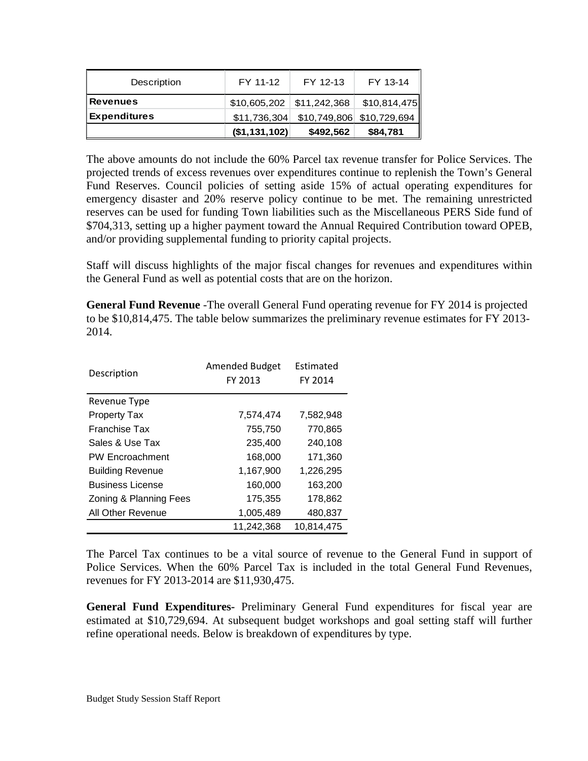| Description | FY 11-12 | FY 12-13 | FY 13-14 |
|---|---|---|---|
| **Revenues** | $10,605,202 | $11,242,368 | $10,814,475 |
| **Expenditures** | $11,736,304 | $10,749,806 | $10,729,694 |
| | **($1,131,102)** | **$492,562** | **$84,781** |

The above amounts do not include the 60% Parcel tax revenue transfer for Police Services. The projected trends of excess revenues over expenditures continue to replenish the Town's General Fund Reserves. Council policies of setting aside 15% of actual operating expenditures for emergency disaster and 20% reserve policy continue to be met. The remaining unrestricted reserves can be used for funding Town liabilities such as the Miscellaneous PERS Side fund of $704,313, setting up a higher payment toward the Annual Required Contribution toward OPEB, and/or providing supplemental funding to priority capital projects.

Staff will discuss highlights of the major fiscal changes for revenues and expenditures within the General Fund as well as potential costs that are on the horizon.

**General Fund Revenue** -The overall General Fund operating revenue for FY 2014 is projected to be $10,814,475. The table below summarizes the preliminary revenue estimates for FY 2013-2014.

| Description | Amended Budget FY 2013 | Estimated FY 2014 |
|---|---|---|
| Revenue Type | | |
| Property Tax | 7,574,474 | 7,582,948 |
| Franchise Tax | 755,750 | 770,865 |
| Sales & Use Tax | 235,400 | 240,108 |
| PW Encroachment | 168,000 | 171,360 |
| Building Revenue | 1,167,900 | 1,226,295 |
| Business License | 160,000 | 163,200 |
| Zoning & Planning Fees | 175,355 | 178,862 |
| All Other Revenue | 1,005,489 | 480,837 |
| | 11,242,368 | 10,814,475 |

The Parcel Tax continues to be a vital source of revenue to the General Fund in support of Police Services. When the 60% Parcel Tax is included in the total General Fund Revenues, revenues for FY 2013-2014 are $11,930,475.

**General Fund Expenditures-** Preliminary General Fund expenditures for fiscal year are estimated at $10,729,694. At subsequent budget workshops and goal setting staff will further refine operational needs. Below is breakdown of expenditures by type.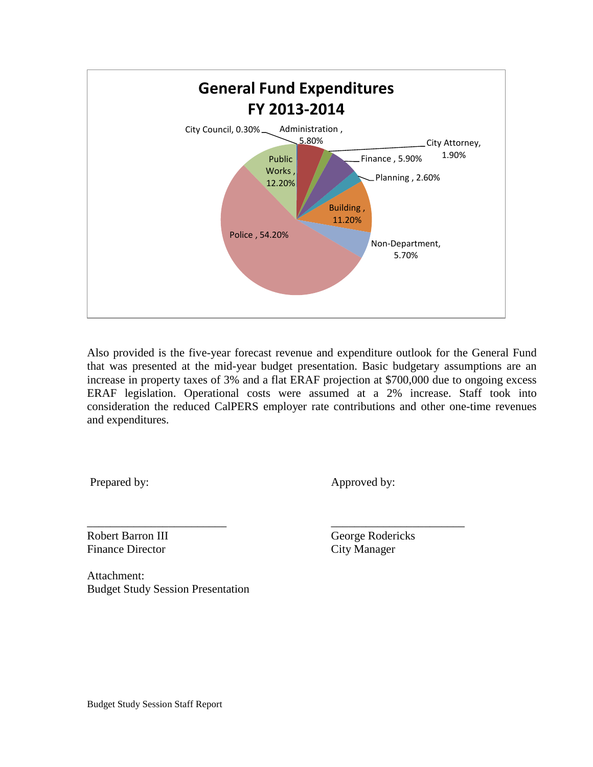**General Fund Expenditures**
**FY 2013-2014**

City Council, 0.30%
Administration , 5.80%
City Attorney, 1.90%
Finance , 5.90%
Planning , 2.60%
Building , 11.20%
Non-Department, 5.70%
Police , 54.20%
Public Works , 12.20%

Also provided is the five-year forecast revenue and expenditure outlook for the General Fund that was presented at the mid-year budget presentation. Basic budgetary assumptions are an increase in property taxes of 3% and a flat ERAF projection at $700,000 due to ongoing excess ERAF legislation. Operational costs were assumed at a 2% increase. Staff took into consideration the reduced CalPERS employer rate contributions and other one-time revenues and expenditures.

Prepared by:

________________________

Robert Barron III
Finance Director

Approved by:

________________________

George Rodericks
City Manager

Attachment:
Budget Study Session Presentation

Budget Study Session Staff Report